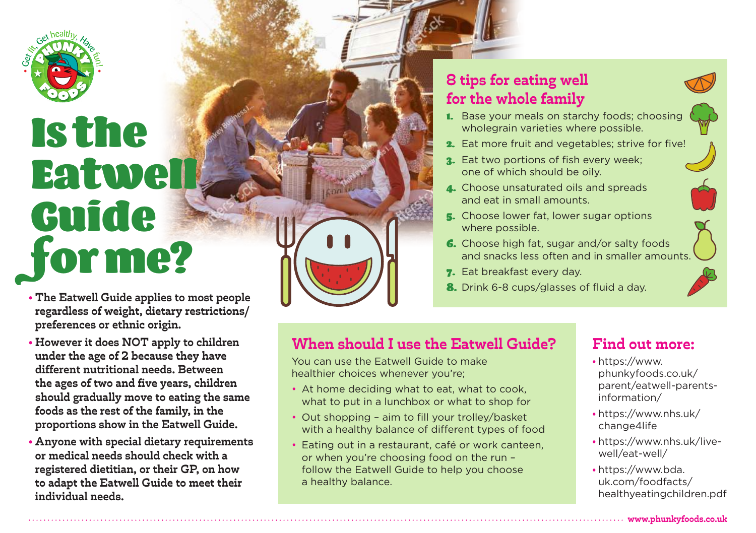# Is the Eatwell Guide for me?

- **The Eatwell Guide applies to most people regardless of weight, dietary restrictions/ preferences or ethnic origin.**
- **However it does NOT apply to children under the age of 2 because they have different nutritional needs. Between the ages of two and five years, children should gradually move to eating the same foods as the rest of the family, in the proportions show in the Eatwell Guide.**
- **Anyone with special dietary requirements or medical needs should check with a registered dietitian, or their GP, on how to adapt the Eatwell Guide to meet their individual needs.**

## 8 tips for eating well for the whole family

1. Base your meals on starchy foods; choosing wholegrain varieties where possible.
2. Eat more fruit and vegetables; strive for five!
3. Eat two portions of fish every week; one of which should be oily.
4. Choose unsaturated oils and spreads and eat in small amounts.
5. Choose lower fat, lower sugar options where possible.
6. Choose high fat, sugar and/or salty foods and snacks less often and in smaller amounts.
7. Eat breakfast every day.
8. Drink 6-8 cups/glasses of fluid a day.

## When should I use the Eatwell Guide?

You can use the Eatwell Guide to make healthier choices whenever you're;

- At home deciding what to eat, what to cook, what to put in a lunchbox or what to shop for
- Out shopping – aim to fill your trolley/basket with a healthy balance of different types of food
- Eating out in a restaurant, café or work canteen, or when you're choosing food on the run – follow the Eatwell Guide to help you choose a healthy balance.

## Find out more:

- https://www.phunkyfoods.co.uk/parent/eatwell-parents-information/
- https://www.nhs.uk/change4life
- https://www.nhs.uk/live-well/eat-well/
- https://www.bda.uk.com/foodfacts/healthyeatingchildren.pdf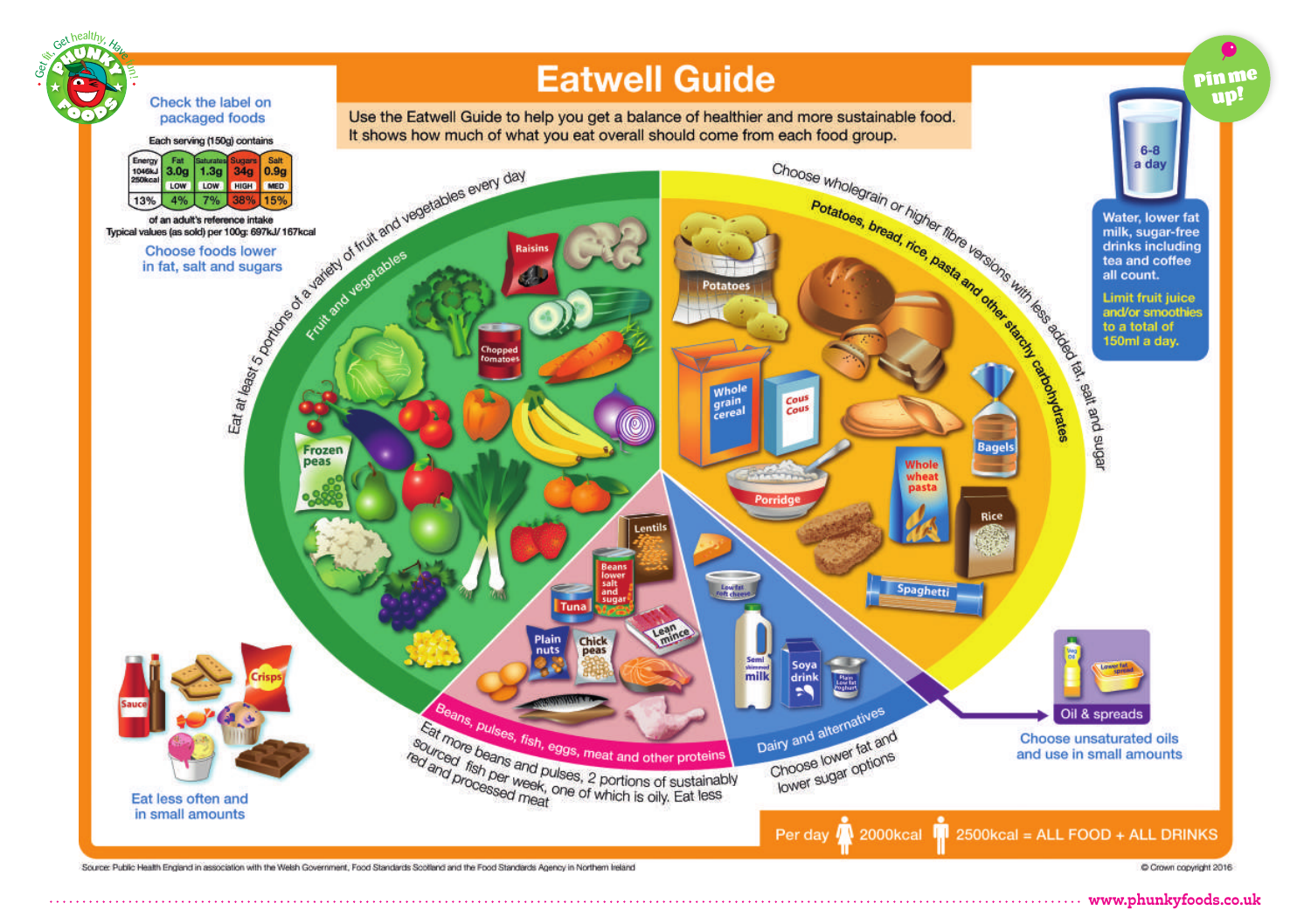# Eatwell Guide

Use the Eatwell Guide to help you get a balance of healthier and more sustainable food. It shows how much of what you eat overall should come from each food group.

Get fit, Get healthy, Have fun! PHUNKY FOODS

Pin me up!

## Check the label on packaged foods

Each serving (150g) contains

| Energy | Fat | Saturates | Sugars | Salt |
|---|---|---|---|---|
| 1046kJ 250kcal | 3.0g | 1.3g | 34g | 0.9g |
| | LOW | LOW | HIGH | MED |
| 13% | 4% | 7% | 38% | 15% |

of an adult's reference intake

Typical values (as sold) per 100g: 697kJ/ 167kcal

Choose foods lower in fat, salt and sugars

## Fruit and vegetables

Eat at least 5 portions of a variety of fruit and vegetables every day

Raisins, Chopped tomatoes, Frozen peas

## Potatoes, bread, rice, pasta and other starchy carbohydrates

Choose wholegrain or higher fibre versions with less added fat, salt and sugar

Potatoes, Whole grain cereal, Cous Cous, Porridge, Whole wheat pasta, Bagels, Rice, Spaghetti

## Beans, pulses, fish, eggs, meat and other proteins

Eat more beans and pulses, 2 portions of sustainably sourced fish per week, one of which is oily. Eat less red and processed meat

Lentils, Beans lower salt and sugar, Tuna, Plain nuts, Chick peas, Lean mince

## Dairy and alternatives

Choose lower fat and lower sugar options

Low fat soft cheese, Semi skimmed milk, Soya drink, Plain low fat yoghurt

## Oil & spreads

Veg oil, Lower fat spread

Choose unsaturated oils and use in small amounts

## 6-8 a day

Water, lower fat milk, sugar-free drinks including tea and coffee all count.

Limit fruit juice and/or smoothies to a total of 150ml a day.

## Eat less often and in small amounts

Sauce, Crisps

Per day 2000kcal 2500kcal = ALL FOOD + ALL DRINKS

Source: Public Health England in association with the Welsh Government, Food Standards Scotland and the Food Standards Agency in Northern Ireland

© Crown copyright 2016

www.phunkyfoods.co.uk